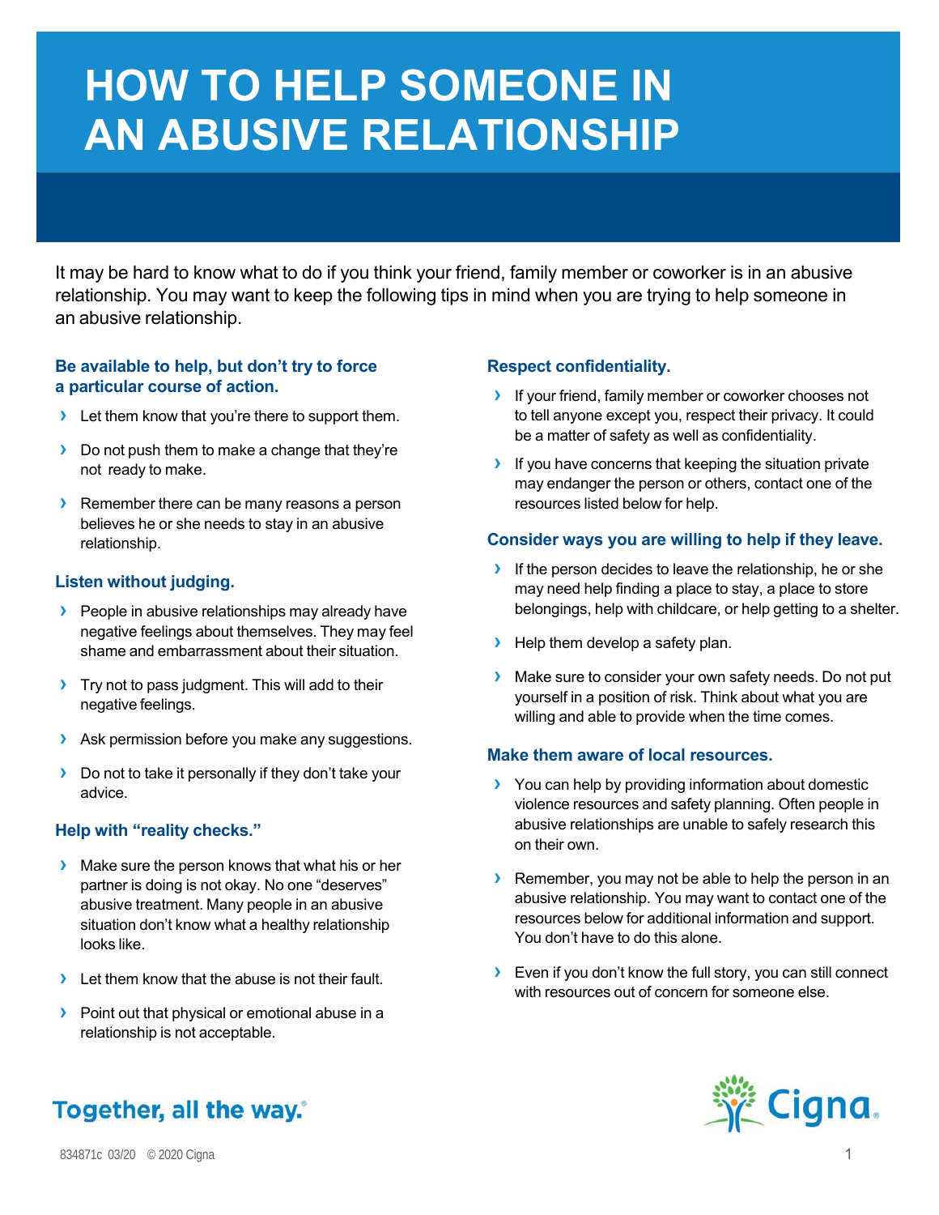# HOW TO HELP SOMEONE IN AN ABUSIVE RELATIONSHIP

It may be hard to know what to do if you think your friend, family member or coworker is in an abusive relationship. You may want to keep the following tips in mind when you are trying to help someone in an abusive relationship.

### Be available to help, but don't try to force a particular course of action.

- Let them know that you're there to support them.
- Do not push them to make a change that they're not ready to make.
- Remember there can be many reasons a person believes he or she needs to stay in an abusive relationship.

### Listen without judging.

- People in abusive relationships may already have negative feelings about themselves. They may feel shame and embarrassment about their situation.
- Try not to pass judgment. This will add to their negative feelings.
- Ask permission before you make any suggestions.
- Do not to take it personally if they don't take your advice.

### Help with "reality checks."

- Make sure the person knows that what his or her partner is doing is not okay. No one "deserves" abusive treatment. Many people in an abusive situation don't know what a healthy relationship looks like.
- Let them know that the abuse is not their fault.
- Point out that physical or emotional abuse in a relationship is not acceptable.

### Respect confidentiality.

- If your friend, family member or coworker chooses not to tell anyone except you, respect their privacy. It could be a matter of safety as well as confidentiality.
- If you have concerns that keeping the situation private may endanger the person or others, contact one of the resources listed below for help.

### Consider ways you are willing to help if they leave.

- If the person decides to leave the relationship, he or she may need help finding a place to stay, a place to store belongings, help with childcare, or help getting to a shelter.
- Help them develop a safety plan.
- Make sure to consider your own safety needs. Do not put yourself in a position of risk. Think about what you are willing and able to provide when the time comes.

### Make them aware of local resources.

- You can help by providing information about domestic violence resources and safety planning. Often people in abusive relationships are unable to safely research this on their own.
- Remember, you may not be able to help the person in an abusive relationship. You may want to contact one of the resources below for additional information and support. You don't have to do this alone.
- Even if you don't know the full story, you can still connect with resources out of concern for someone else.

Together, all the way.®

Cigna

834871c 03/20 © 2020 Cigna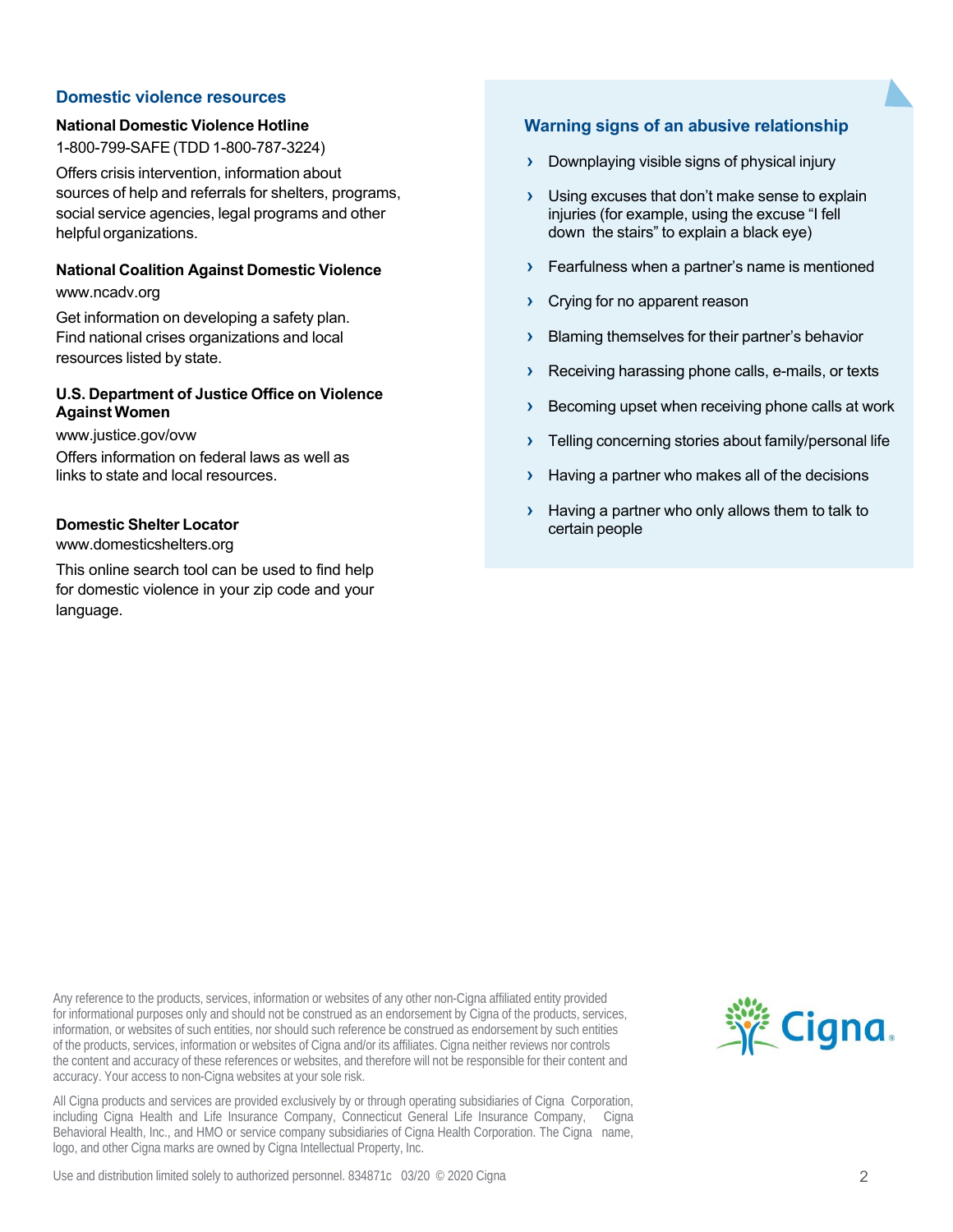## Domestic violence resources

**National Domestic Violence Hotline**
1-800-799-SAFE (TDD 1-800-787-3224)

Offers crisis intervention, information about sources of help and referrals for shelters, programs, social service agencies, legal programs and other helpful organizations.

**National Coalition Against Domestic Violence**
www.ncadv.org

Get information on developing a safety plan. Find national crises organizations and local resources listed by state.

**U.S. Department of Justice Office on Violence Against Women**
www.justice.gov/ovw

Offers information on federal laws as well as links to state and local resources.

**Domestic Shelter Locator**
www.domesticshelters.org

This online search tool can be used to find help for domestic violence in your zip code and your language.

## Warning signs of an abusive relationship

- Downplaying visible signs of physical injury
- Using excuses that don't make sense to explain injuries (for example, using the excuse "I fell down the stairs" to explain a black eye)
- Fearfulness when a partner's name is mentioned
- Crying for no apparent reason
- Blaming themselves for their partner's behavior
- Receiving harassing phone calls, e-mails, or texts
- Becoming upset when receiving phone calls at work
- Telling concerning stories about family/personal life
- Having a partner who makes all of the decisions
- Having a partner who only allows them to talk to certain people

Any reference to the products, services, information or websites of any other non-Cigna affiliated entity provided for informational purposes only and should not be construed as an endorsement by Cigna of the products, services, information, or websites of such entities, nor should such reference be construed as endorsement by such entities of the products, services, information or websites of Cigna and/or its affiliates. Cigna neither reviews nor controls the content and accuracy of these references or websites, and therefore will not be responsible for their content and accuracy. Your access to non-Cigna websites at your sole risk.

All Cigna products and services are provided exclusively by or through operating subsidiaries of Cigna Corporation, including Cigna Health and Life Insurance Company, Connecticut General Life Insurance Company, Cigna Behavioral Health, Inc., and HMO or service company subsidiaries of Cigna Health Corporation. The Cigna name, logo, and other Cigna marks are owned by Cigna Intellectual Property, Inc.

Use and distribution limited solely to authorized personnel. 834871c 03/20 © 2020 Cigna